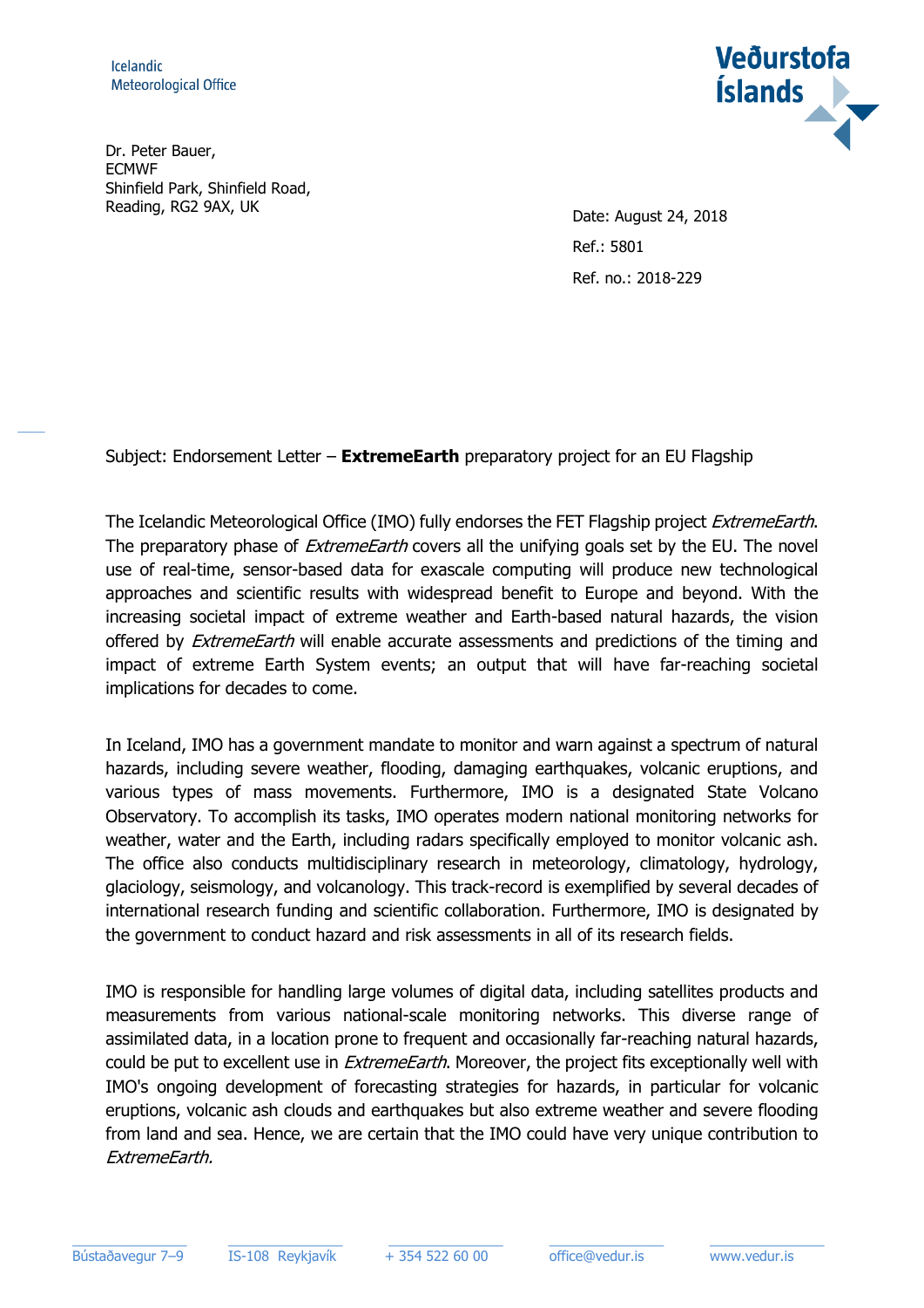Icelandic
Meteorological Office

**Veðurstofa Íslands**

Dr. Peter Bauer,
ECMWF
Shinfield Park, Shinfield Road,
Reading, RG2 9AX, UK

Date: August 24, 2018

Ref.: 5801

Ref. no.: 2018-229

Subject: Endorsement Letter – **ExtremeEarth** preparatory project for an EU Flagship

The Icelandic Meteorological Office (IMO) fully endorses the FET Flagship project *ExtremeEarth*. The preparatory phase of *ExtremeEarth* covers all the unifying goals set by the EU. The novel use of real-time, sensor-based data for exascale computing will produce new technological approaches and scientific results with widespread benefit to Europe and beyond. With the increasing societal impact of extreme weather and Earth-based natural hazards, the vision offered by *ExtremeEarth* will enable accurate assessments and predictions of the timing and impact of extreme Earth System events; an output that will have far-reaching societal implications for decades to come.

In Iceland, IMO has a government mandate to monitor and warn against a spectrum of natural hazards, including severe weather, flooding, damaging earthquakes, volcanic eruptions, and various types of mass movements. Furthermore, IMO is a designated State Volcano Observatory. To accomplish its tasks, IMO operates modern national monitoring networks for weather, water and the Earth, including radars specifically employed to monitor volcanic ash. The office also conducts multidisciplinary research in meteorology, climatology, hydrology, glaciology, seismology, and volcanology. This track-record is exemplified by several decades of international research funding and scientific collaboration. Furthermore, IMO is designated by the government to conduct hazard and risk assessments in all of its research fields.

IMO is responsible for handling large volumes of digital data, including satellites products and measurements from various national-scale monitoring networks. This diverse range of assimilated data, in a location prone to frequent and occasionally far-reaching natural hazards, could be put to excellent use in *ExtremeEarth*. Moreover, the project fits exceptionally well with IMO's ongoing development of forecasting strategies for hazards, in particular for volcanic eruptions, volcanic ash clouds and earthquakes but also extreme weather and severe flooding from land and sea. Hence, we are certain that the IMO could have very unique contribution to *ExtremeEarth.*

Bústaðavegur 7–9 | IS-108 Reykjavík | + 354 522 60 00 | office@vedur.is | www.vedur.is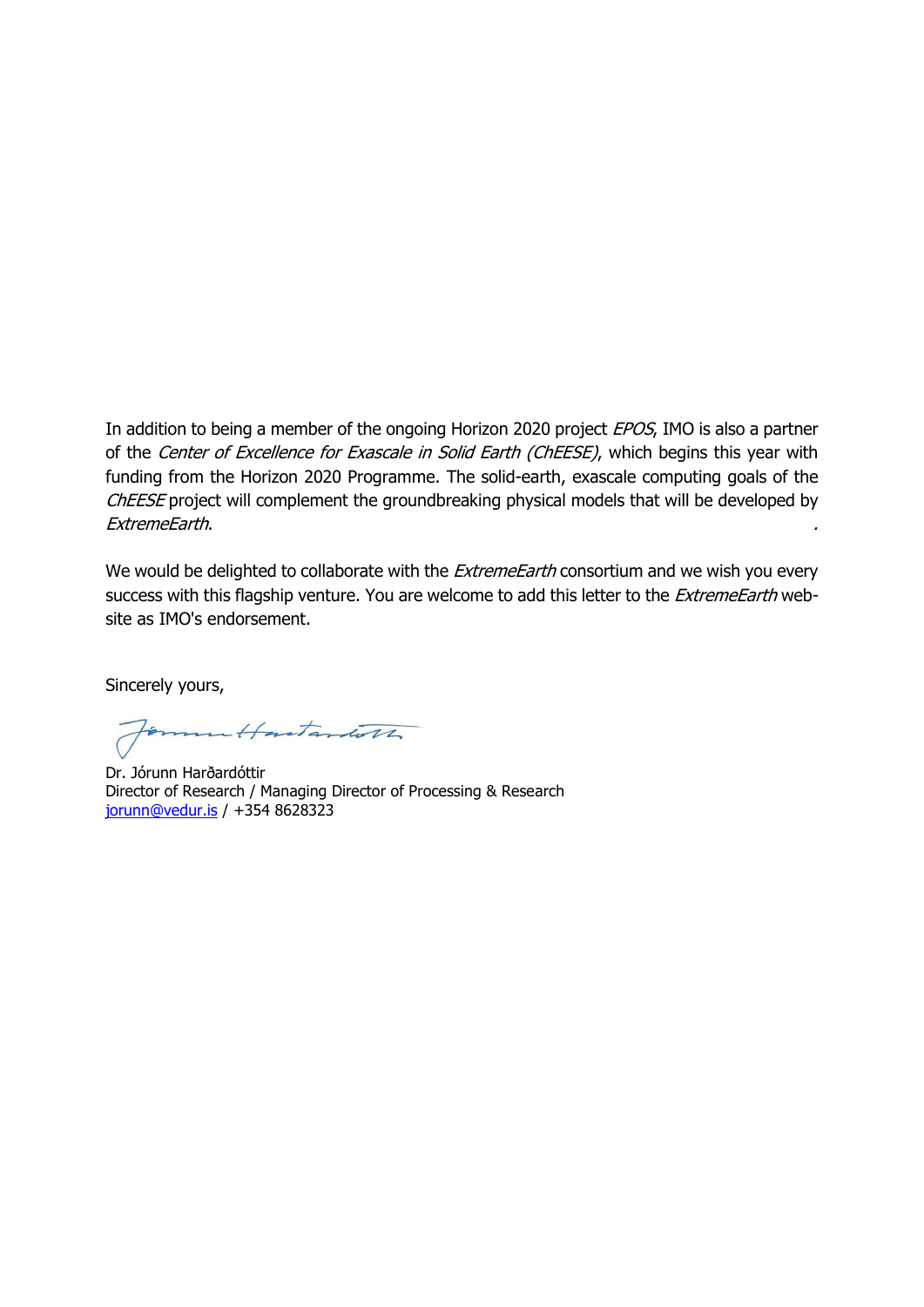In addition to being a member of the ongoing Horizon 2020 project *EPOS*, IMO is also a partner of the *Center of Excellence for Exascale in Solid Earth (ChEESE)*, which begins this year with funding from the Horizon 2020 Programme. The solid-earth, exascale computing goals of the *ChEESE* project will complement the groundbreaking physical models that will be developed by *ExtremeEarth*.

We would be delighted to collaborate with the *ExtremeEarth* consortium and we wish you every success with this flagship venture. You are welcome to add this letter to the *ExtremeEarth* web-site as IMO's endorsement.

Sincerely yours,

Dr. Jórunn Harðardóttir
Director of Research / Managing Director of Processing & Research
jorunn@vedur.is / +354 8628323